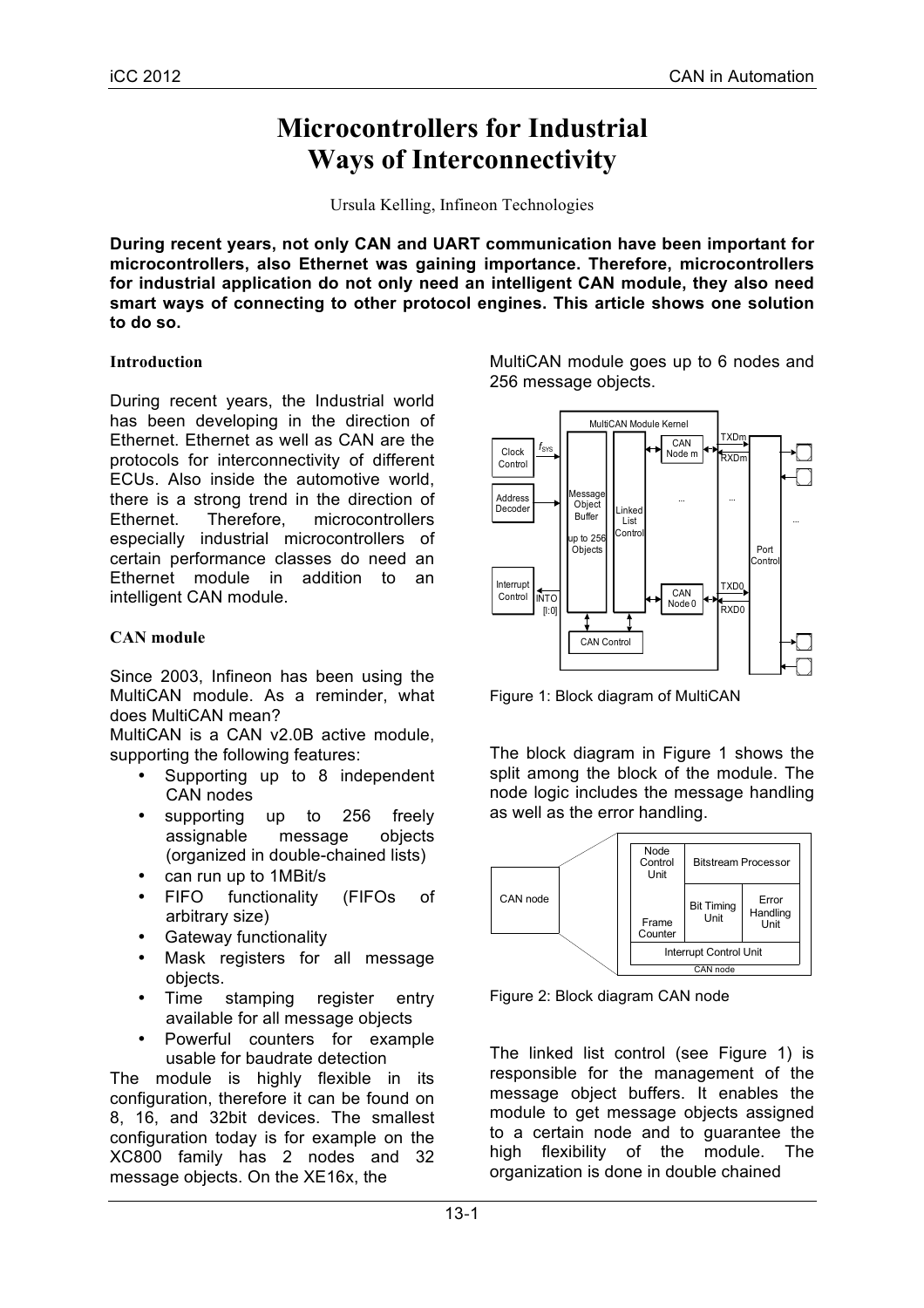# Microcontrollers for Industrial Ways of Interconnectivity

Ursula Kelling, Infineon Technologies

**During recent years, not only CAN and UART communication have been important for microcontrollers, also Ethernet was gaining importance. Therefore, microcontrollers for industrial application do not only need an intelligent CAN module, they also need smart ways of connecting to other protocol engines. This article shows one solution to do so.**

## Introduction

During recent years, the Industrial world has been developing in the direction of Ethernet. Ethernet as well as CAN are the protocols for interconnectivity of different ECUs. Also inside the automotive world, there is a strong trend in the direction of Ethernet. Therefore, microcontrollers especially industrial microcontrollers of certain performance classes do need an Ethernet module in addition to an intelligent CAN module.

## CAN module

Since 2003, Infineon has been using the MultiCAN module. As a reminder, what does MultiCAN mean?

MultiCAN is a CAN v2.0B active module, supporting the following features:

- Supporting up to 8 independent CAN nodes
- supporting up to 256 freely assignable message objects (organized in double-chained lists)
- can run up to 1MBit/s
- FIFO functionality (FIFOs of arbitrary size)
- Gateway functionality
- Mask registers for all message objects.
- Time stamping register entry available for all message objects
- Powerful counters for example usable for baudrate detection

The module is highly flexible in its configuration, therefore it can be found on 8, 16, and 32bit devices. The smallest configuration today is for example on the XC800 family has 2 nodes and 32 message objects. On the XE16x, the MultiCAN module goes up to 6 nodes and 256 message objects.

Figure 1: Block diagram of MultiCAN

The block diagram in Figure 1 shows the split among the block of the module. The node logic includes the message handling as well as the error handling.

Figure 2: Block diagram CAN node

The linked list control (see Figure 1) is responsible for the management of the message object buffers. It enables the module to get message objects assigned to a certain node and to guarantee the high flexibility of the module. The organization is done in double chained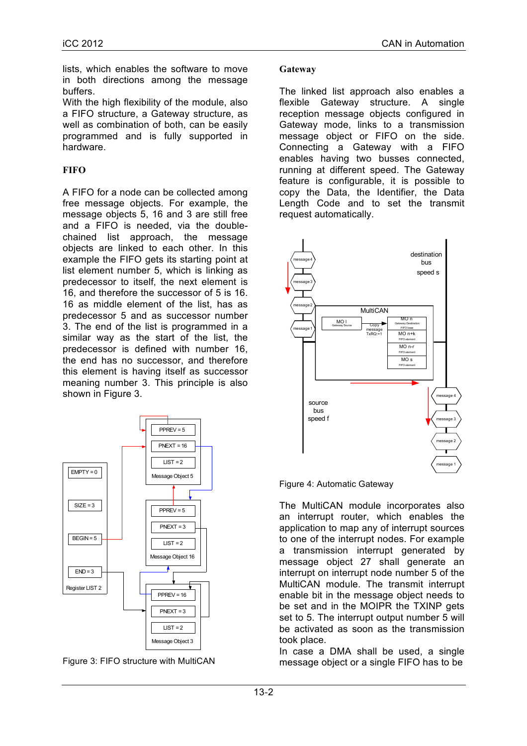lists, which enables the software to move in both directions among the message buffers.
With the high flexibility of the module, also a FIFO structure, a Gateway structure, as well as combination of both, can be easily programmed and is fully supported in hardware.

## FIFO

A FIFO for a node can be collected among free message objects. For example, the message objects 5, 16 and 3 are still free and a FIFO is needed, via the double-chained list approach, the message objects are linked to each other. In this example the FIFO gets its starting point at list element number 5, which is linking as predecessor to itself, the next element is 16, and therefore the successor of 5 is 16. 16 as middle element of the list, has as predecessor 5 and as successor number 3. The end of the list is programmed in a similar way as the start of the list, the predecessor is defined with number 16, the end has no successor, and therefore this element is having itself as successor meaning number 3. This principle is also shown in Figure 3.

Figure 3: FIFO structure with MultiCAN

## Gateway

The linked list approach also enables a flexible Gateway structure. A single reception message objects configured in Gateway mode, links to a transmission message object or FIFO on the side. Connecting a Gateway with a FIFO enables having two busses connected, running at different speed. The Gateway feature is configurable, it is possible to copy the Data, the Identifier, the Data Length Code and to set the transmit request automatically.

Figure 4: Automatic Gateway

The MultiCAN module incorporates also an interrupt router, which enables the application to map any of interrupt sources to one of the interrupt nodes. For example a transmission interrupt generated by message object 27 shall generate an interrupt on interrupt node number 5 of the MultiCAN module. The transmit interrupt enable bit in the message object needs to be set and in the MOIPR the TXINP gets set to 5. The interrupt output number 5 will be activated as soon as the transmission took place.
In case a DMA shall be used, a single message object or a single FIFO has to be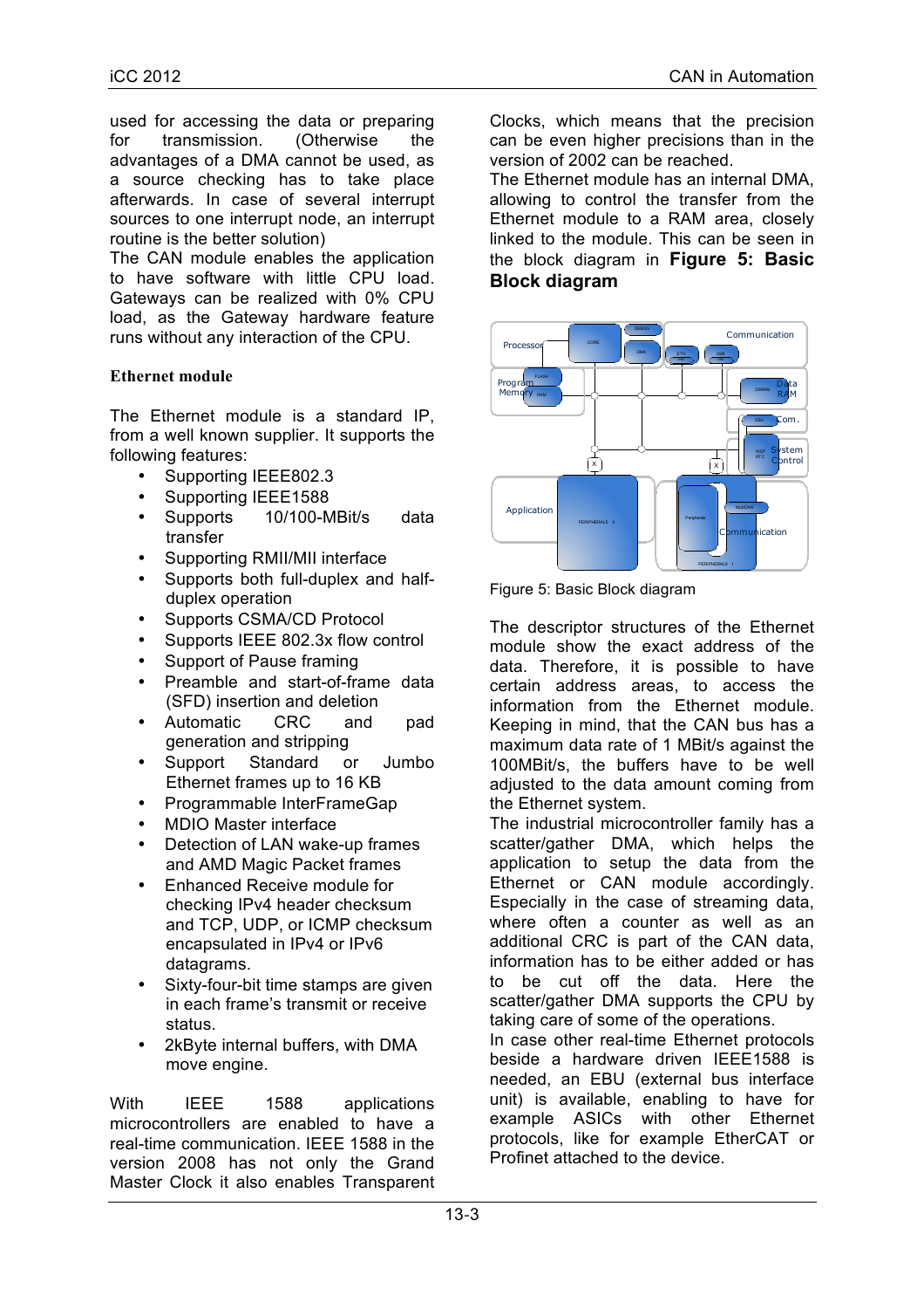used for accessing the data or preparing for transmission. (Otherwise the advantages of a DMA cannot be used, as a source checking has to take place afterwards. In case of several interrupt sources to one interrupt node, an interrupt routine is the better solution)

The CAN module enables the application to have software with little CPU load. Gateways can be realized with 0% CPU load, as the Gateway hardware feature runs without any interaction of the CPU.

### Ethernet module

The Ethernet module is a standard IP, from a well known supplier. It supports the following features:

- Supporting IEEE802.3
- Supporting IEEE1588
- Supports 10/100-MBit/s data transfer
- Supporting RMII/MII interface
- Supports both full-duplex and half-duplex operation
- Supports CSMA/CD Protocol
- Supports IEEE 802.3x flow control
- Support of Pause framing
- Preamble and start-of-frame data (SFD) insertion and deletion
- Automatic CRC and pad generation and stripping
- Support Standard or Jumbo Ethernet frames up to 16 KB
- Programmable InterFrameGap
- MDIO Master interface
- Detection of LAN wake-up frames and AMD Magic Packet frames
- Enhanced Receive module for checking IPv4 header checksum and TCP, UDP, or ICMP checksum encapsulated in IPv4 or IPv6 datagrams.
- Sixty-four-bit time stamps are given in each frame's transmit or receive status.
- 2kByte internal buffers, with DMA move engine.

With IEEE 1588 applications microcontrollers are enabled to have a real-time communication. IEEE 1588 in the version 2008 has not only the Grand Master Clock it also enables Transparent Clocks, which means that the precision can be even higher precisions than in the version of 2002 can be reached.

The Ethernet module has an internal DMA, allowing to control the transfer from the Ethernet module to a RAM area, closely linked to the module. This can be seen in the block diagram in **Figure 5: Basic Block diagram**

Figure 5: Basic Block diagram

The descriptor structures of the Ethernet module show the exact address of the data. Therefore, it is possible to have certain address areas, to access the information from the Ethernet module. Keeping in mind, that the CAN bus has a maximum data rate of 1 MBit/s against the 100MBit/s, the buffers have to be well adjusted to the data amount coming from the Ethernet system.

The industrial microcontroller family has a scatter/gather DMA, which helps the application to setup the data from the Ethernet or CAN module accordingly. Especially in the case of streaming data, where often a counter as well as an additional CRC is part of the CAN data, information has to be either added or has to be cut off the data. Here the scatter/gather DMA supports the CPU by taking care of some of the operations.

In case other real-time Ethernet protocols beside a hardware driven IEEE1588 is needed, an EBU (external bus interface unit) is available, enabling to have for example ASICs with other Ethernet protocols, like for example EtherCAT or Profinet attached to the device.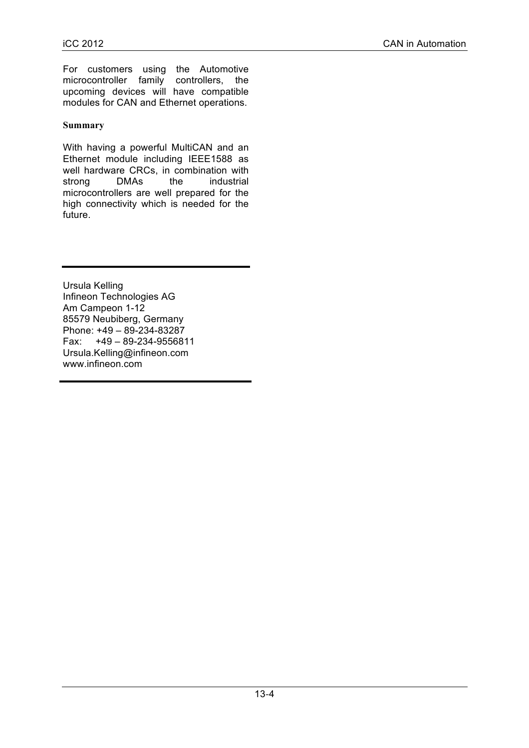For customers using the Automotive microcontroller family controllers, the upcoming devices will have compatible modules for CAN and Ethernet operations.

## Summary

With having a powerful MultiCAN and an Ethernet module including IEEE1588 as well hardware CRCs, in combination with strong DMAs the industrial microcontrollers are well prepared for the high connectivity which is needed for the future.

---

Ursula Kelling
Infineon Technologies AG
Am Campeon 1-12
85579 Neubiberg, Germany
Phone: +49 – 89-234-83287
Fax: +49 – 89-234-9556811
Ursula.Kelling@infineon.com
www.infineon.com

---